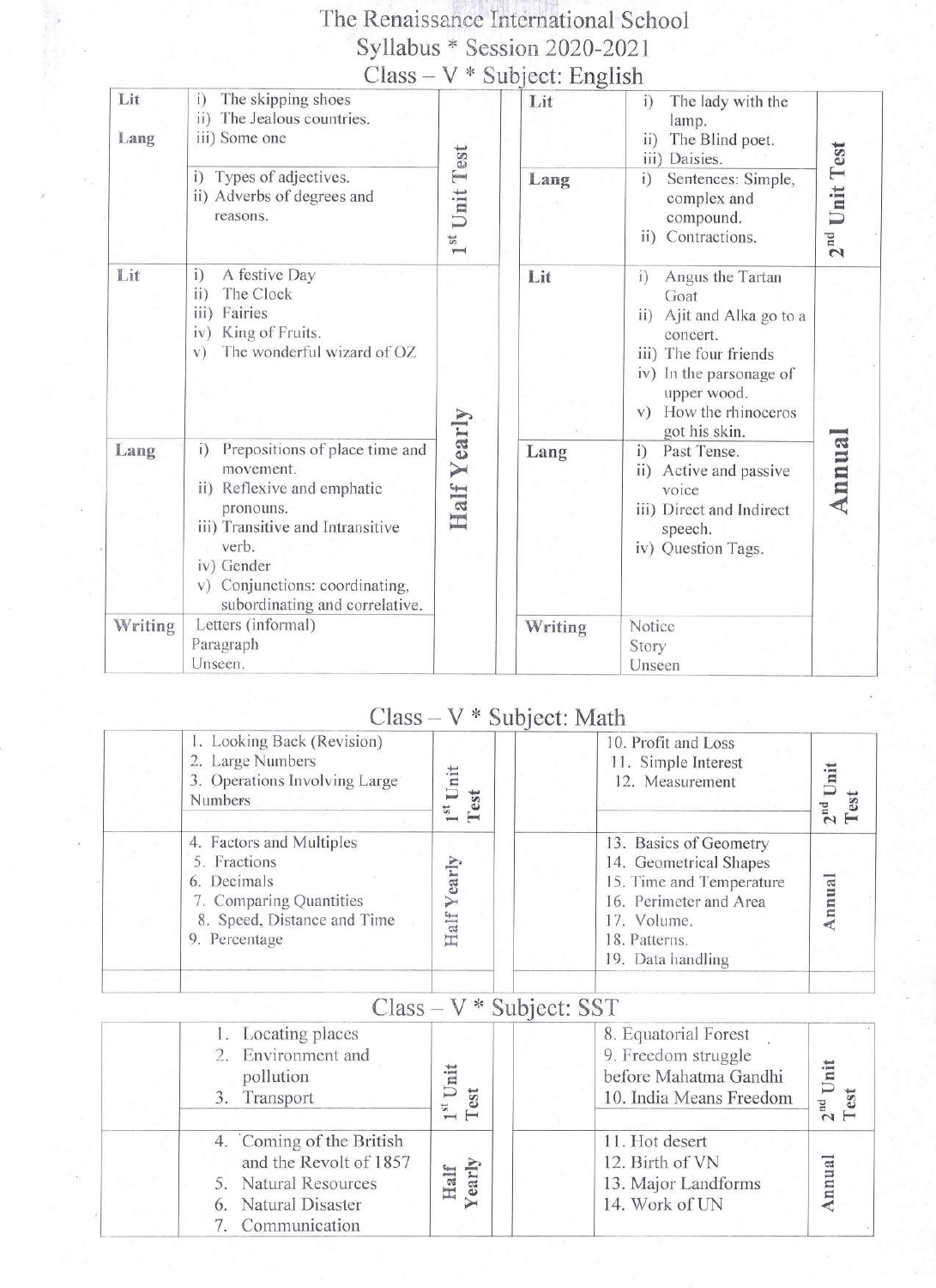# The Renaissance International School

## Syllabus * Session 2020-2021

### Class – V * Subject: English

| | | | | | |
|---|---|---|---|---|---|
| Lit | i) The skipping shoes<br>ii) The Jealous countries.<br>iii) Some one | 1st Unit Test | Lit | i) The lady with the lamp.<br>ii) The Blind poet.<br>iii) Daisies. | 2nd Unit Test |
| Lang | i) Types of adjectives.<br>ii) Adverbs of degrees and reasons. | | Lang | i) Sentences: Simple, complex and compound.<br>ii) Contractions. | |
| Lit | i) A festive Day<br>ii) The Clock<br>iii) Fairies<br>iv) King of Fruits.<br>v) The wonderful wizard of OZ | Half Yearly | Lit | i) Angus the Tartan Goat<br>ii) Ajit and Alka go to a concert.<br>iii) The four friends<br>iv) In the parsonage of upper wood.<br>v) How the rhinoceros got his skin. | Annual |
| Lang | i) Prepositions of place time and movement.<br>ii) Reflexive and emphatic pronouns.<br>iii) Transitive and Intransitive verb.<br>iv) Gender<br>v) Conjunctions: coordinating, subordinating and correlative. | | Lang | i) Past Tense.<br>ii) Active and passive voice<br>iii) Direct and Indirect speech.<br>iv) Question Tags. | |
| Writing | Letters (informal)<br>Paragraph<br>Unseen. | | Writing | Notice<br>Story<br>Unseen | |

### Class – V * Subject: Math

| | | | | | |
|---|---|---|---|---|---|
| | 1. Looking Back (Revision)<br>2. Large Numbers<br>3. Operations Involving Large Numbers | 1st Unit Test | | 10. Profit and Loss<br>11. Simple Interest<br>12. Measurement | 2nd Unit Test |
| | 4. Factors and Multiples<br>5. Fractions<br>6. Decimals<br>7. Comparing Quantities<br>8. Speed, Distance and Time<br>9. Percentage | Half Yearly | | 13. Basics of Geometry<br>14. Geometrical Shapes<br>15. Time and Temperature<br>16. Perimeter and Area<br>17. Volume.<br>18. Patterns.<br>19. Data handling | Annual |

### Class – V * Subject: SST

| | | | | | |
|---|---|---|---|---|---|
| | 1. Locating places<br>2. Environment and pollution<br>3. Transport | 1st Unit Test | | 8. Equatorial Forest<br>9. Freedom struggle before Mahatma Gandhi<br>10. India Means Freedom | 2nd Unit Test |
| | 4. Coming of the British and the Revolt of 1857<br>5. Natural Resources<br>6. Natural Disaster<br>7. Communication | Half Yearly | | 11. Hot desert<br>12. Birth of VN<br>13. Major Landforms<br>14. Work of UN | Annual |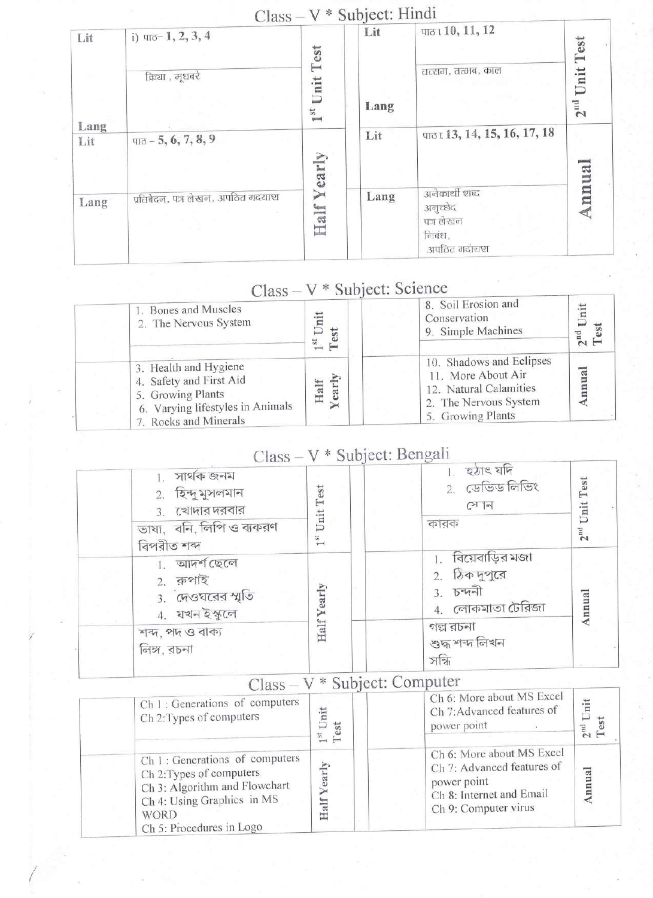## Class – V * Subject: Hindi

| | | | | | | |
|---|---|---|---|---|---|---|
| Lit | i) पाठ- 1, 2, 3, 4 | 1st Unit Test | | Lit | पाठ। 10, 11, 12 | 2nd Unit Test |
| Lang | क्रिया , मुहावरे | | | Lang | तत्सम, तद्भव, काल | |
| Lit | पाठ – 5, 6, 7, 8, 9 | Half Yearly | | Lit | पाठ। 13, 14, 15, 16, 17, 18 | Annual |
| Lang | प्रतिवेदन, पत्र लेखन, अपठित गद्यांश | | | Lang | अनेकार्थी शब्द<br>अनुच्छेद<br>पत्र लेखन<br>निबंध,<br>अपठित गद्यांश | |

## Class – V * Subject: Science

| | | | | | | |
|---|---|---|---|---|---|---|
| | 1. Bones and Muscles<br>2. The Nervous System | 1st Unit Test | | | 8. Soil Erosion and Conservation<br>9. Simple Machines | 2nd Unit Test |
| | 3. Health and Hygiene<br>4. Safety and First Aid<br>5. Growing Plants<br>6. Varying lifestyles in Animals<br>7. Rocks and Minerals | Half Yearly | | | 10. Shadows and Eclipses<br>11. More About Air<br>12. Natural Calamities<br>2. The Nervous System<br>5. Growing Plants | Annual |

## Class – V * Subject: Bengali

| | | | | | | |
|---|---|---|---|---|---|---|
| | 1. সার্থক জনম<br>2. হিন্দু মুসলমান<br>3. খোদার দরবার | 1st Unit Test | | | 1. হঠাৎ যদি<br>2. ডেভিড লিভিং স্টোন | 2nd Unit Test |
| | ভাষা, ধ্বনি, লিপি ও ব্যকরণ<br>বিপরীত শব্দ | | | | কারক | |
| | 1. আদর্শ ছেলে<br>2. রূপাই<br>3. দেওঘরের স্মৃতি<br>4. যখন ইস্কুলে | Half Yearly | | | 1. বিয়েবাড়ির মজা<br>2. ঠিক দুপুরে<br>3. চন্দনী<br>4. লোকমাতা টেরিজা | Annual |
| | শব্দ, পদ ও বাক্য<br>লিঙ্গ, রচনা | | | | গল্প রচনা<br>শুদ্ধ শব্দ লিখন<br>সন্ধি | |

## Class – V * Subject: Computer

| | | | | | | |
|---|---|---|---|---|---|---|
| | Ch 1 : Generations of computers<br>Ch 2:Types of computers | 1st Unit Test | | | Ch 6: More about MS Excel<br>Ch 7:Advanced features of power point | 2nd Unit Test |
| | Ch 1 : Generations of computers<br>Ch 2:Types of computers<br>Ch 3: Algorithm and Flowchart<br>Ch 4: Using Graphics in MS WORD<br>Ch 5: Procedures in Logo | Half Yearly | | | Ch 6: More about MS Excel<br>Ch 7: Advanced features of power point<br>Ch 8: Internet and Email<br>Ch 9: Computer virus | Annual |